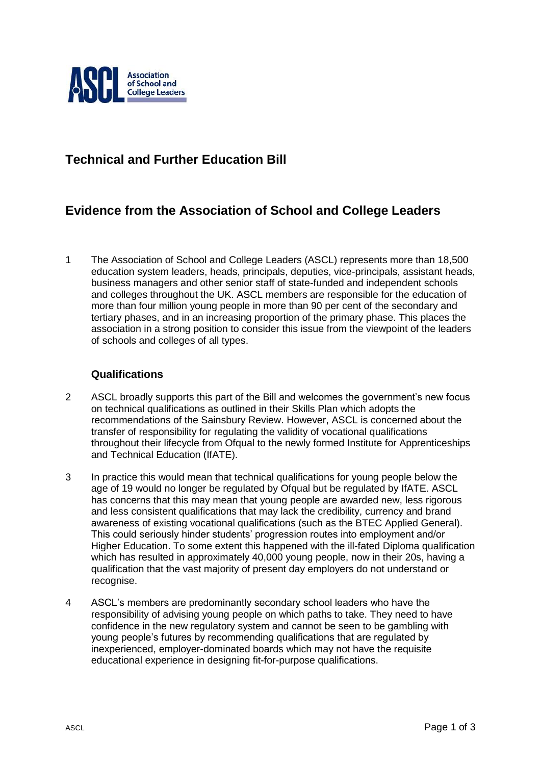ASCL Association of School and College Leaders

# Technical and Further Education Bill

## Evidence from the Association of School and College Leaders

1 The Association of School and College Leaders (ASCL) represents more than 18,500 education system leaders, heads, principals, deputies, vice-principals, assistant heads, business managers and other senior staff of state-funded and independent schools and colleges throughout the UK. ASCL members are responsible for the education of more than four million young people in more than 90 per cent of the secondary and tertiary phases, and in an increasing proportion of the primary phase. This places the association in a strong position to consider this issue from the viewpoint of the leaders of schools and colleges of all types.

### Qualifications

2 ASCL broadly supports this part of the Bill and welcomes the government's new focus on technical qualifications as outlined in their Skills Plan which adopts the recommendations of the Sainsbury Review. However, ASCL is concerned about the transfer of responsibility for regulating the validity of vocational qualifications throughout their lifecycle from Ofqual to the newly formed Institute for Apprenticeships and Technical Education (IfATE).

3 In practice this would mean that technical qualifications for young people below the age of 19 would no longer be regulated by Ofqual but be regulated by IfATE. ASCL has concerns that this may mean that young people are awarded new, less rigorous and less consistent qualifications that may lack the credibility, currency and brand awareness of existing vocational qualifications (such as the BTEC Applied General). This could seriously hinder students' progression routes into employment and/or Higher Education. To some extent this happened with the ill-fated Diploma qualification which has resulted in approximately 40,000 young people, now in their 20s, having a qualification that the vast majority of present day employers do not understand or recognise.

4 ASCL's members are predominantly secondary school leaders who have the responsibility of advising young people on which paths to take. They need to have confidence in the new regulatory system and cannot be seen to be gambling with young people's futures by recommending qualifications that are regulated by inexperienced, employer-dominated boards which may not have the requisite educational experience in designing fit-for-purpose qualifications.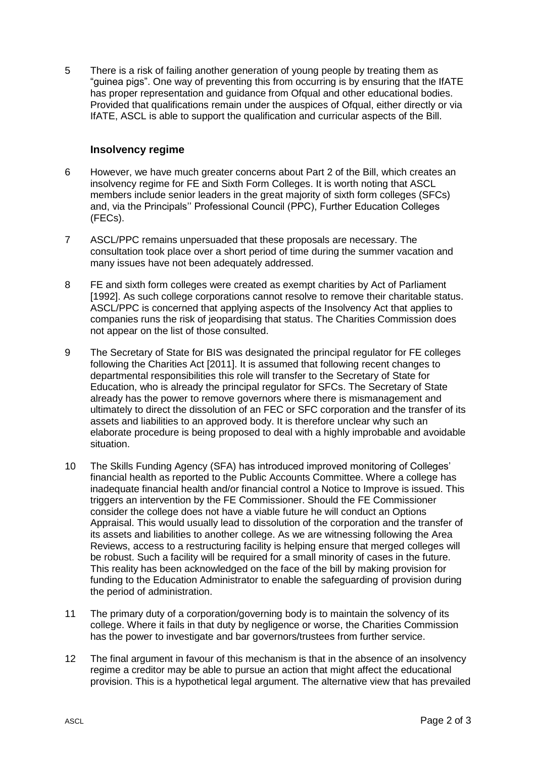5 There is a risk of failing another generation of young people by treating them as "guinea pigs". One way of preventing this from occurring is by ensuring that the IfATE has proper representation and guidance from Ofqual and other educational bodies. Provided that qualifications remain under the auspices of Ofqual, either directly or via IfATE, ASCL is able to support the qualification and curricular aspects of the Bill.

### Insolvency regime

6 However, we have much greater concerns about Part 2 of the Bill, which creates an insolvency regime for FE and Sixth Form Colleges. It is worth noting that ASCL members include senior leaders in the great majority of sixth form colleges (SFCs) and, via the Principals'' Professional Council (PPC), Further Education Colleges (FECs).

7 ASCL/PPC remains unpersuaded that these proposals are necessary. The consultation took place over a short period of time during the summer vacation and many issues have not been adequately addressed.

8 FE and sixth form colleges were created as exempt charities by Act of Parliament [1992]. As such college corporations cannot resolve to remove their charitable status. ASCL/PPC is concerned that applying aspects of the Insolvency Act that applies to companies runs the risk of jeopardising that status. The Charities Commission does not appear on the list of those consulted.

9 The Secretary of State for BIS was designated the principal regulator for FE colleges following the Charities Act [2011]. It is assumed that following recent changes to departmental responsibilities this role will transfer to the Secretary of State for Education, who is already the principal regulator for SFCs. The Secretary of State already has the power to remove governors where there is mismanagement and ultimately to direct the dissolution of an FEC or SFC corporation and the transfer of its assets and liabilities to an approved body. It is therefore unclear why such an elaborate procedure is being proposed to deal with a highly improbable and avoidable situation.

10 The Skills Funding Agency (SFA) has introduced improved monitoring of Colleges' financial health as reported to the Public Accounts Committee. Where a college has inadequate financial health and/or financial control a Notice to Improve is issued. This triggers an intervention by the FE Commissioner. Should the FE Commissioner consider the college does not have a viable future he will conduct an Options Appraisal. This would usually lead to dissolution of the corporation and the transfer of its assets and liabilities to another college. As we are witnessing following the Area Reviews, access to a restructuring facility is helping ensure that merged colleges will be robust. Such a facility will be required for a small minority of cases in the future. This reality has been acknowledged on the face of the bill by making provision for funding to the Education Administrator to enable the safeguarding of provision during the period of administration.

11 The primary duty of a corporation/governing body is to maintain the solvency of its college. Where it fails in that duty by negligence or worse, the Charities Commission has the power to investigate and bar governors/trustees from further service.

12 The final argument in favour of this mechanism is that in the absence of an insolvency regime a creditor may be able to pursue an action that might affect the educational provision. This is a hypothetical legal argument. The alternative view that has prevailed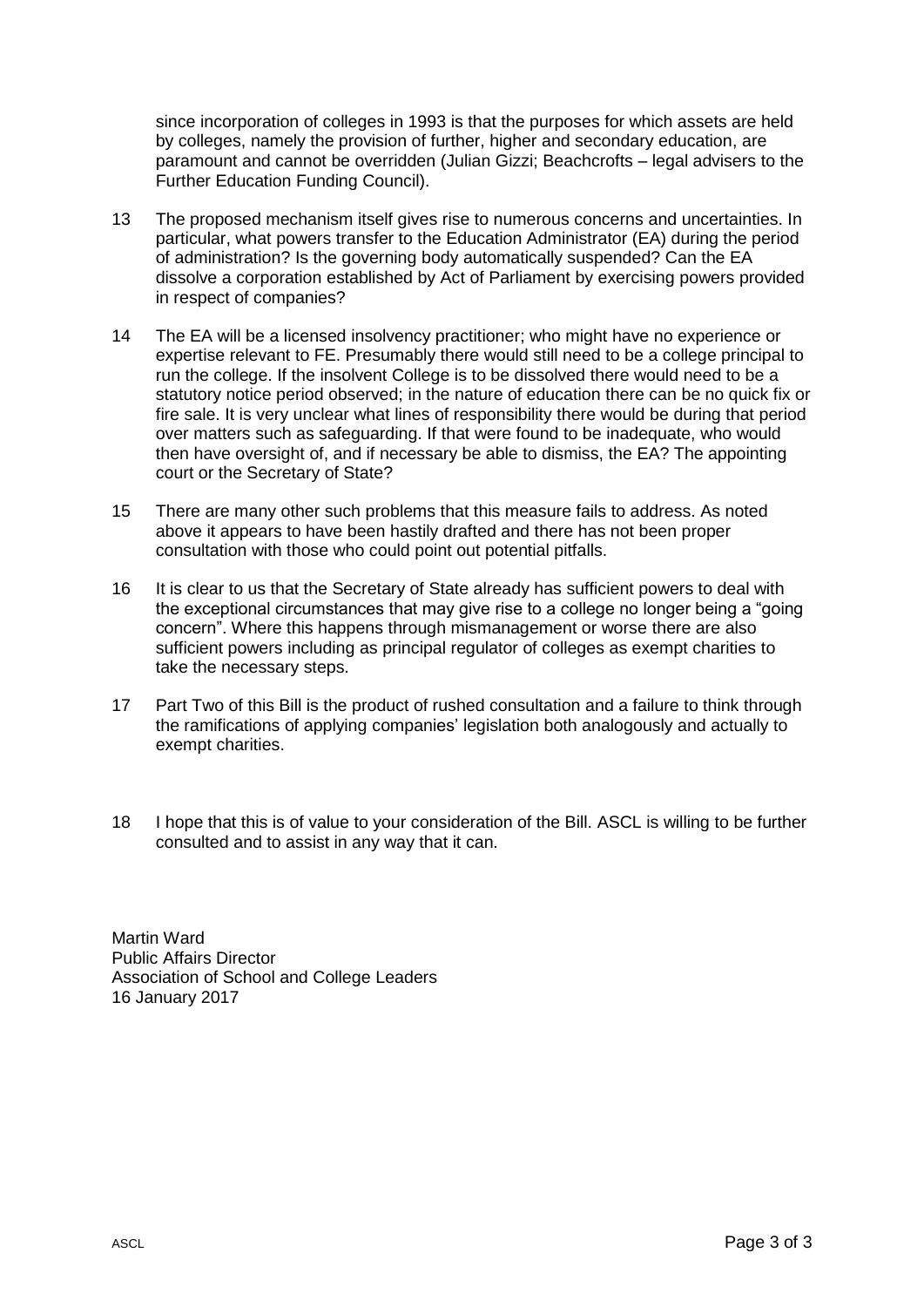since incorporation of colleges in 1993 is that the purposes for which assets are held by colleges, namely the provision of further, higher and secondary education, are paramount and cannot be overridden (Julian Gizzi; Beachcrofts – legal advisers to the Further Education Funding Council).

13 The proposed mechanism itself gives rise to numerous concerns and uncertainties. In particular, what powers transfer to the Education Administrator (EA) during the period of administration? Is the governing body automatically suspended? Can the EA dissolve a corporation established by Act of Parliament by exercising powers provided in respect of companies?

14 The EA will be a licensed insolvency practitioner; who might have no experience or expertise relevant to FE. Presumably there would still need to be a college principal to run the college. If the insolvent College is to be dissolved there would need to be a statutory notice period observed; in the nature of education there can be no quick fix or fire sale. It is very unclear what lines of responsibility there would be during that period over matters such as safeguarding. If that were found to be inadequate, who would then have oversight of, and if necessary be able to dismiss, the EA? The appointing court or the Secretary of State?

15 There are many other such problems that this measure fails to address. As noted above it appears to have been hastily drafted and there has not been proper consultation with those who could point out potential pitfalls.

16 It is clear to us that the Secretary of State already has sufficient powers to deal with the exceptional circumstances that may give rise to a college no longer being a "going concern". Where this happens through mismanagement or worse there are also sufficient powers including as principal regulator of colleges as exempt charities to take the necessary steps.

17 Part Two of this Bill is the product of rushed consultation and a failure to think through the ramifications of applying companies' legislation both analogously and actually to exempt charities.

18 I hope that this is of value to your consideration of the Bill. ASCL is willing to be further consulted and to assist in any way that it can.

Martin Ward
Public Affairs Director
Association of School and College Leaders
16 January 2017